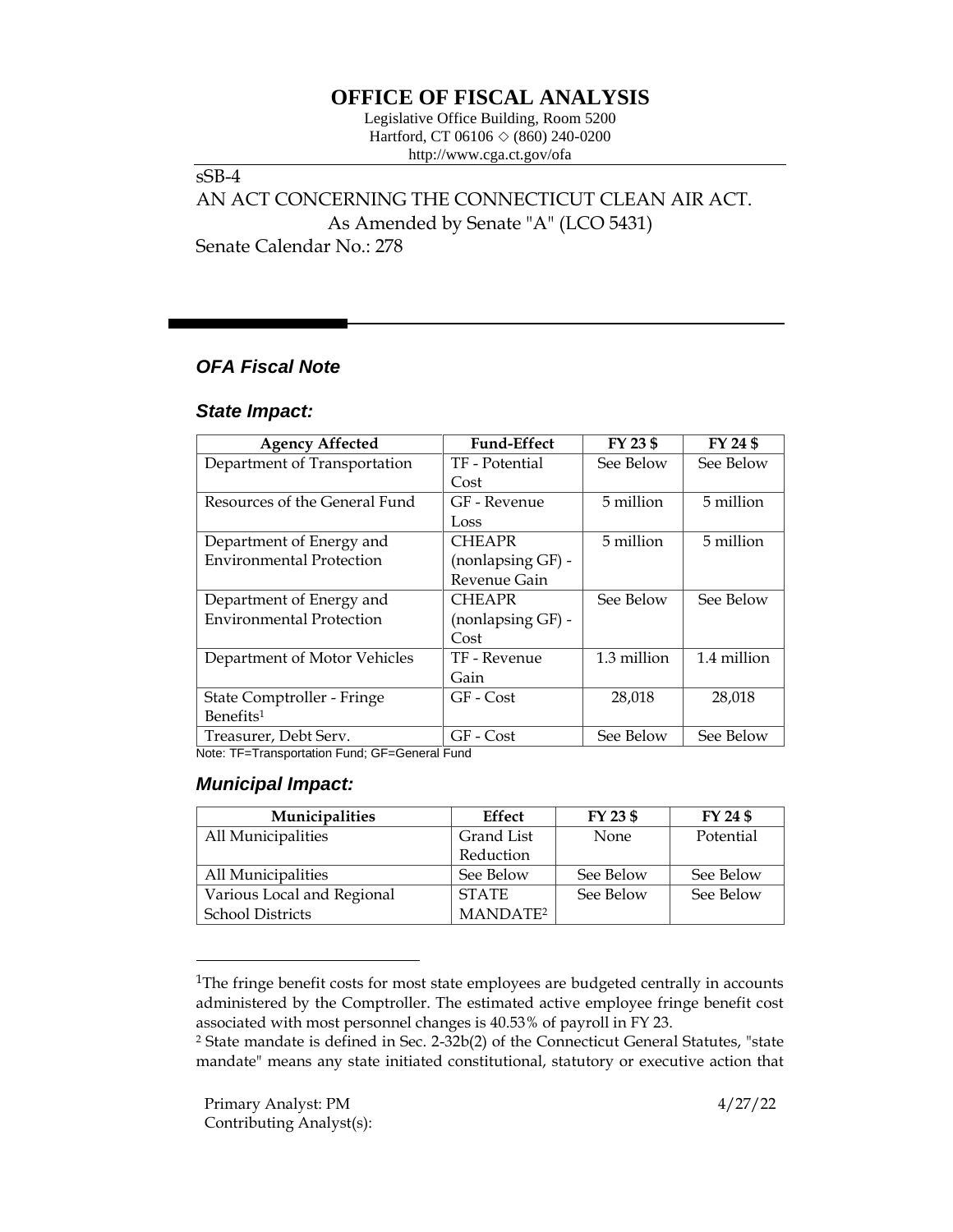# OFFICE OF FISCAL ANALYSIS

Legislative Office Building, Room 5200
Hartford, CT 06106 ◇ (860) 240-0200
http://www.cga.ct.gov/ofa

sSB-4
AN ACT CONCERNING THE CONNECTICUT CLEAN AIR ACT.
As Amended by Senate "A" (LCO 5431)
Senate Calendar No.: 278

## *OFA Fiscal Note*

### *State Impact:*

| Agency Affected | Fund-Effect | FY 23 $ | FY 24 $ |
|---|---|---|---|
| Department of Transportation | TF - Potential Cost | See Below | See Below |
| Resources of the General Fund | GF - Revenue Loss | 5 million | 5 million |
| Department of Energy and Environmental Protection | CHEAPR (nonlapsing GF) - Revenue Gain | 5 million | 5 million |
| Department of Energy and Environmental Protection | CHEAPR (nonlapsing GF) - Cost | See Below | See Below |
| Department of Motor Vehicles | TF - Revenue Gain | 1.3 million | 1.4 million |
| State Comptroller - Fringe Benefits[1] | GF - Cost | 28,018 | 28,018 |
| Treasurer, Debt Serv. | GF - Cost | See Below | See Below |

Note: TF=Transportation Fund; GF=General Fund

### *Municipal Impact:*

| Municipalities | Effect | FY 23 $ | FY 24 $ |
|---|---|---|---|
| All Municipalities | Grand List Reduction | None | Potential |
| All Municipalities | See Below | See Below | See Below |
| Various Local and Regional School Districts | STATE MANDATE[2] | See Below | See Below |

[1]The fringe benefit costs for most state employees are budgeted centrally in accounts administered by the Comptroller. The estimated active employee fringe benefit cost associated with most personnel changes is 40.53% of payroll in FY 23.

[2] State mandate is defined in Sec. 2-32b(2) of the Connecticut General Statutes, "state mandate" means any state initiated constitutional, statutory or executive action that

Primary Analyst: PM
Contributing Analyst(s):

4/27/22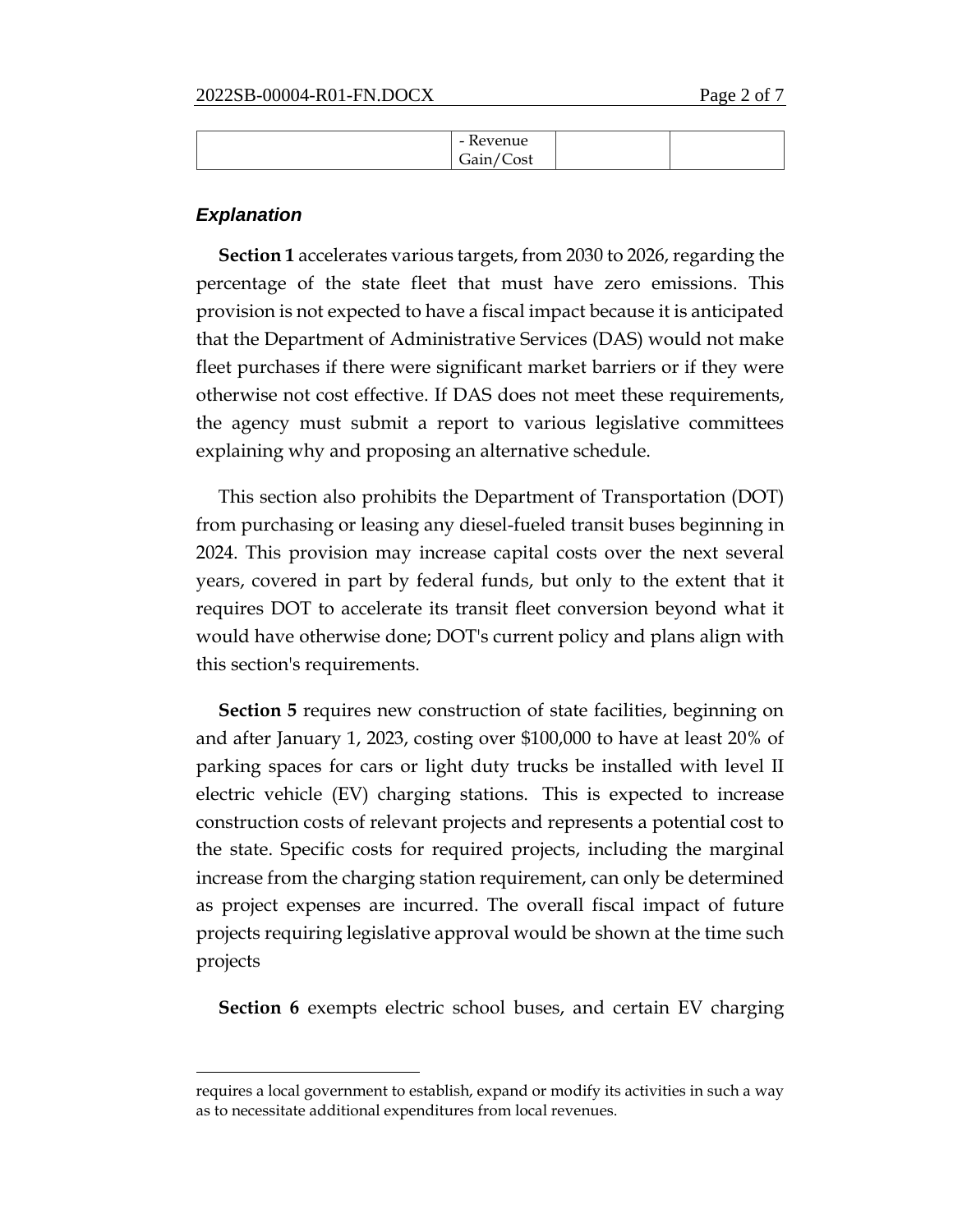| | - Revenue Gain/Cost | | |
|---|---|---|---|

### *Explanation*

**Section 1** accelerates various targets, from 2030 to 2026, regarding the percentage of the state fleet that must have zero emissions. This provision is not expected to have a fiscal impact because it is anticipated that the Department of Administrative Services (DAS) would not make fleet purchases if there were significant market barriers or if they were otherwise not cost effective. If DAS does not meet these requirements, the agency must submit a report to various legislative committees explaining why and proposing an alternative schedule.

This section also prohibits the Department of Transportation (DOT) from purchasing or leasing any diesel-fueled transit buses beginning in 2024. This provision may increase capital costs over the next several years, covered in part by federal funds, but only to the extent that it requires DOT to accelerate its transit fleet conversion beyond what it would have otherwise done; DOT's current policy and plans align with this section's requirements.

**Section 5** requires new construction of state facilities, beginning on and after January 1, 2023, costing over $100,000 to have at least 20% of parking spaces for cars or light duty trucks be installed with level II electric vehicle (EV) charging stations. This is expected to increase construction costs of relevant projects and represents a potential cost to the state. Specific costs for required projects, including the marginal increase from the charging station requirement, can only be determined as project expenses are incurred. The overall fiscal impact of future projects requiring legislative approval would be shown at the time such projects

**Section 6** exempts electric school buses, and certain EV charging

---

requires a local government to establish, expand or modify its activities in such a way as to necessitate additional expenditures from local revenues.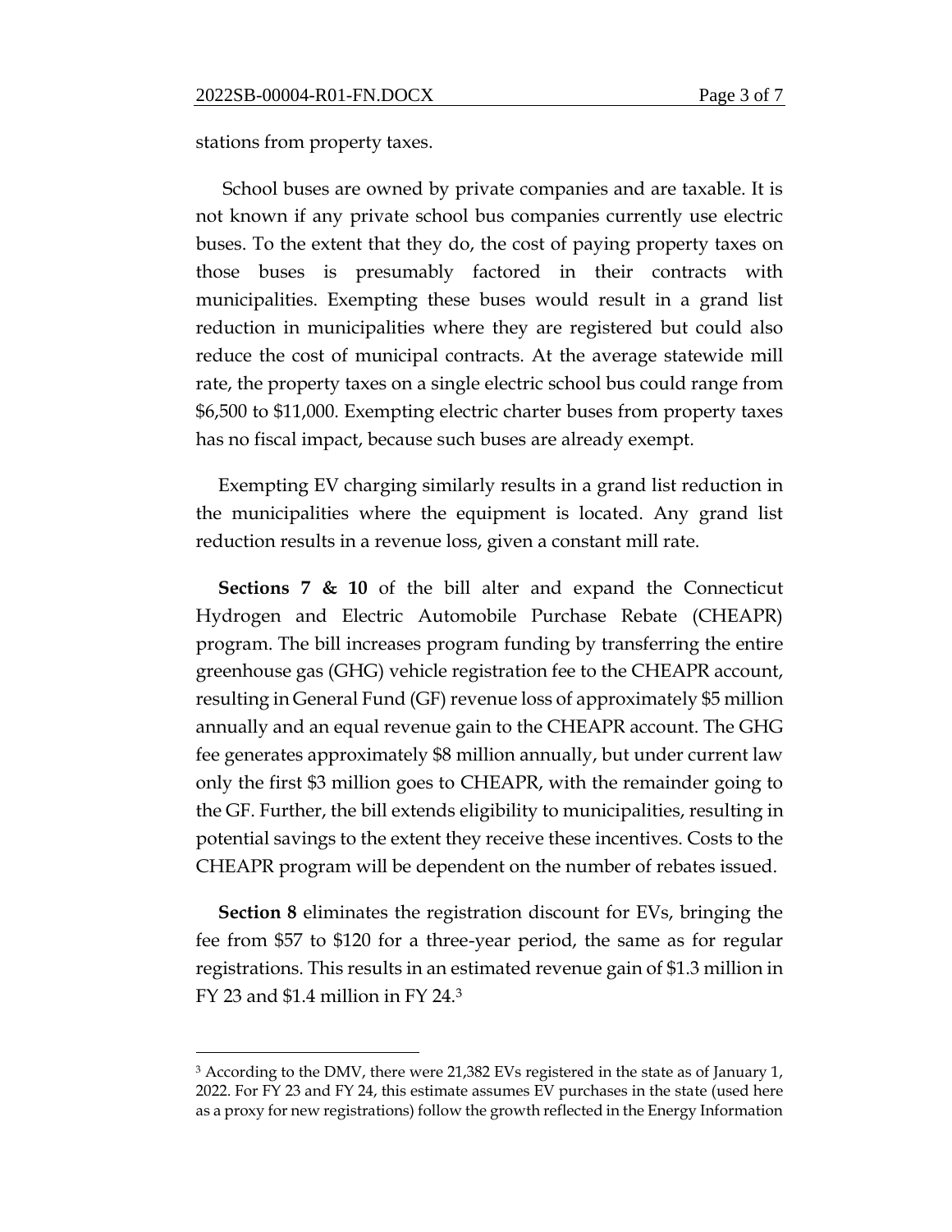stations from property taxes.

School buses are owned by private companies and are taxable. It is not known if any private school bus companies currently use electric buses. To the extent that they do, the cost of paying property taxes on those buses is presumably factored in their contracts with municipalities. Exempting these buses would result in a grand list reduction in municipalities where they are registered but could also reduce the cost of municipal contracts. At the average statewide mill rate, the property taxes on a single electric school bus could range from $6,500 to $11,000. Exempting electric charter buses from property taxes has no fiscal impact, because such buses are already exempt.

Exempting EV charging similarly results in a grand list reduction in the municipalities where the equipment is located. Any grand list reduction results in a revenue loss, given a constant mill rate.

**Sections 7 & 10** of the bill alter and expand the Connecticut Hydrogen and Electric Automobile Purchase Rebate (CHEAPR) program. The bill increases program funding by transferring the entire greenhouse gas (GHG) vehicle registration fee to the CHEAPR account, resulting in General Fund (GF) revenue loss of approximately $5 million annually and an equal revenue gain to the CHEAPR account. The GHG fee generates approximately $8 million annually, but under current law only the first $3 million goes to CHEAPR, with the remainder going to the GF. Further, the bill extends eligibility to municipalities, resulting in potential savings to the extent they receive these incentives. Costs to the CHEAPR program will be dependent on the number of rebates issued.

**Section 8** eliminates the registration discount for EVs, bringing the fee from $57 to $120 for a three-year period, the same as for regular registrations. This results in an estimated revenue gain of $1.3 million in FY 23 and $1.4 million in FY 24.[3]

---

[3] According to the DMV, there were 21,382 EVs registered in the state as of January 1, 2022. For FY 23 and FY 24, this estimate assumes EV purchases in the state (used here as a proxy for new registrations) follow the growth reflected in the Energy Information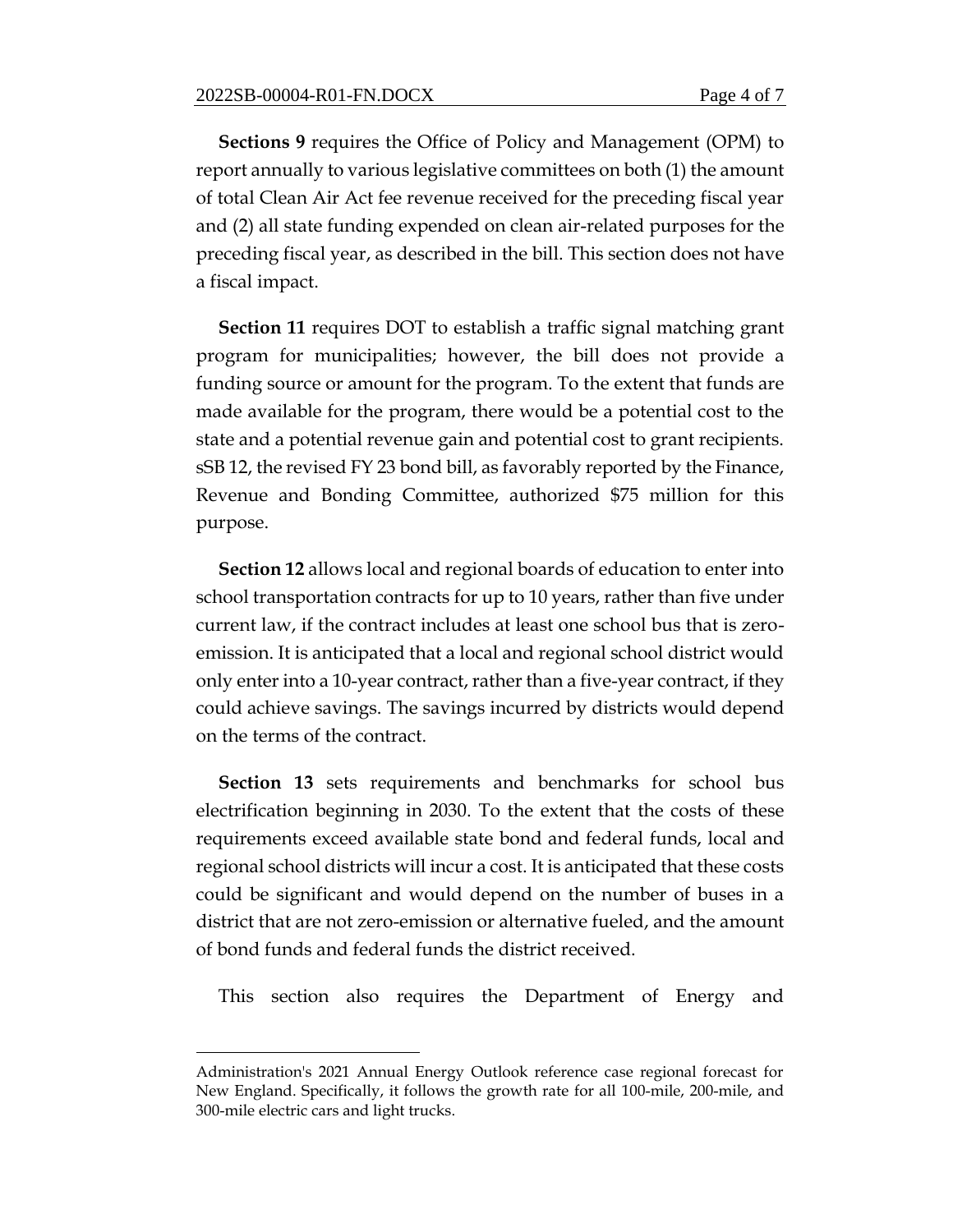**Sections 9** requires the Office of Policy and Management (OPM) to report annually to various legislative committees on both (1) the amount of total Clean Air Act fee revenue received for the preceding fiscal year and (2) all state funding expended on clean air-related purposes for the preceding fiscal year, as described in the bill. This section does not have a fiscal impact.

**Section 11** requires DOT to establish a traffic signal matching grant program for municipalities; however, the bill does not provide a funding source or amount for the program. To the extent that funds are made available for the program, there would be a potential cost to the state and a potential revenue gain and potential cost to grant recipients. sSB 12, the revised FY 23 bond bill, as favorably reported by the Finance, Revenue and Bonding Committee, authorized $75 million for this purpose.

**Section 12** allows local and regional boards of education to enter into school transportation contracts for up to 10 years, rather than five under current law, if the contract includes at least one school bus that is zero-emission. It is anticipated that a local and regional school district would only enter into a 10-year contract, rather than a five-year contract, if they could achieve savings. The savings incurred by districts would depend on the terms of the contract.

**Section 13** sets requirements and benchmarks for school bus electrification beginning in 2030. To the extent that the costs of these requirements exceed available state bond and federal funds, local and regional school districts will incur a cost. It is anticipated that these costs could be significant and would depend on the number of buses in a district that are not zero-emission or alternative fueled, and the amount of bond funds and federal funds the district received.

This section also requires the Department of Energy and

---

Administration's 2021 Annual Energy Outlook reference case regional forecast for New England. Specifically, it follows the growth rate for all 100-mile, 200-mile, and 300-mile electric cars and light trucks.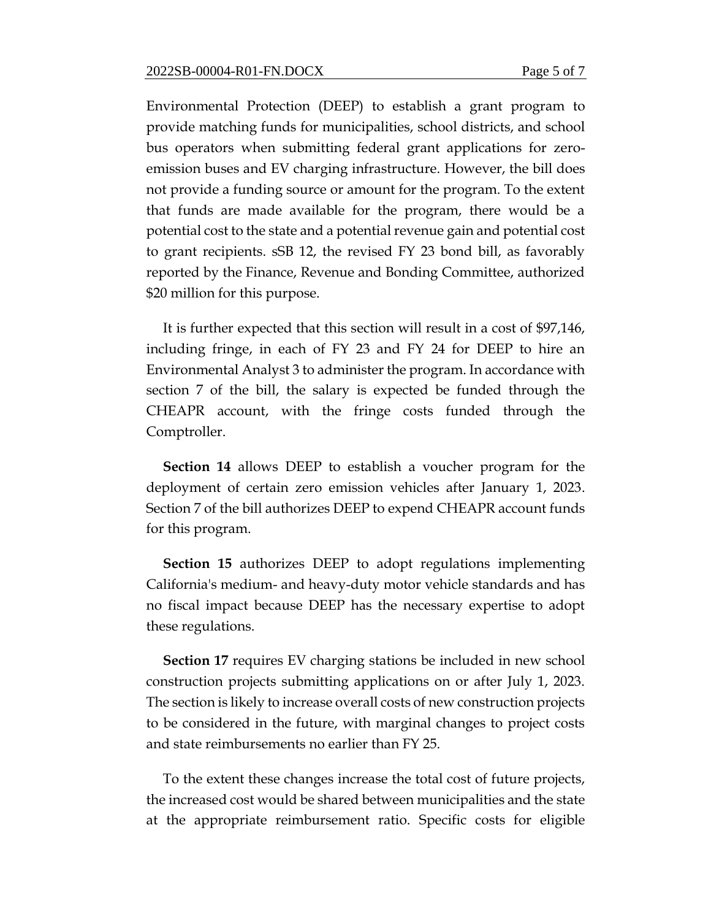Environmental Protection (DEEP) to establish a grant program to provide matching funds for municipalities, school districts, and school bus operators when submitting federal grant applications for zero-emission buses and EV charging infrastructure. However, the bill does not provide a funding source or amount for the program. To the extent that funds are made available for the program, there would be a potential cost to the state and a potential revenue gain and potential cost to grant recipients. sSB 12, the revised FY 23 bond bill, as favorably reported by the Finance, Revenue and Bonding Committee, authorized $20 million for this purpose.

It is further expected that this section will result in a cost of $97,146, including fringe, in each of FY 23 and FY 24 for DEEP to hire an Environmental Analyst 3 to administer the program. In accordance with section 7 of the bill, the salary is expected be funded through the CHEAPR account, with the fringe costs funded through the Comptroller.

**Section 14** allows DEEP to establish a voucher program for the deployment of certain zero emission vehicles after January 1, 2023. Section 7 of the bill authorizes DEEP to expend CHEAPR account funds for this program.

**Section 15** authorizes DEEP to adopt regulations implementing California's medium- and heavy-duty motor vehicle standards and has no fiscal impact because DEEP has the necessary expertise to adopt these regulations.

**Section 17** requires EV charging stations be included in new school construction projects submitting applications on or after July 1, 2023. The section is likely to increase overall costs of new construction projects to be considered in the future, with marginal changes to project costs and state reimbursements no earlier than FY 25.

To the extent these changes increase the total cost of future projects, the increased cost would be shared between municipalities and the state at the appropriate reimbursement ratio. Specific costs for eligible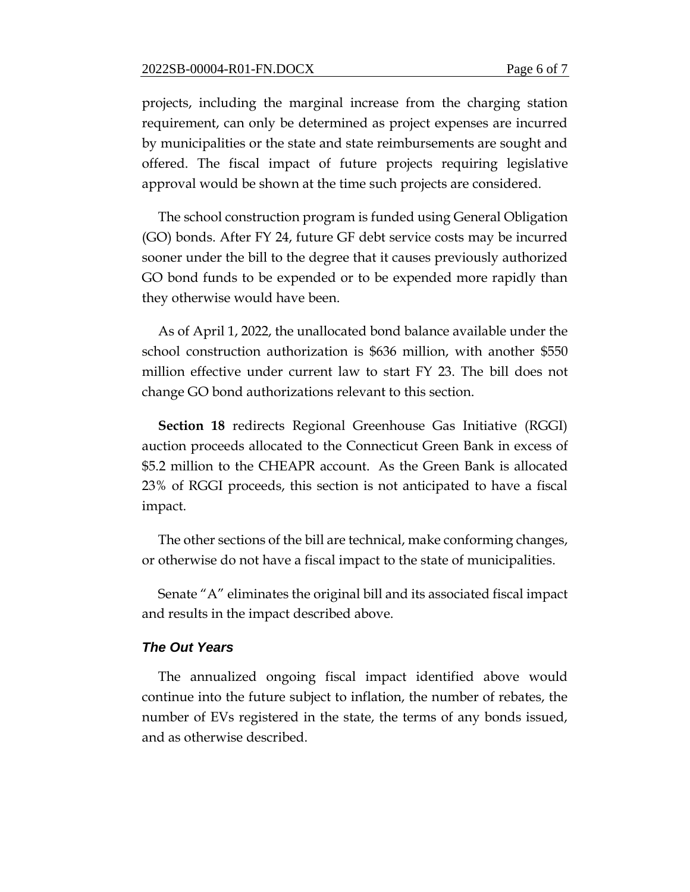projects, including the marginal increase from the charging station requirement, can only be determined as project expenses are incurred by municipalities or the state and state reimbursements are sought and offered. The fiscal impact of future projects requiring legislative approval would be shown at the time such projects are considered.

The school construction program is funded using General Obligation (GO) bonds. After FY 24, future GF debt service costs may be incurred sooner under the bill to the degree that it causes previously authorized GO bond funds to be expended or to be expended more rapidly than they otherwise would have been.

As of April 1, 2022, the unallocated bond balance available under the school construction authorization is $636 million, with another $550 million effective under current law to start FY 23. The bill does not change GO bond authorizations relevant to this section.

**Section 18** redirects Regional Greenhouse Gas Initiative (RGGI) auction proceeds allocated to the Connecticut Green Bank in excess of $5.2 million to the CHEAPR account. As the Green Bank is allocated 23% of RGGI proceeds, this section is not anticipated to have a fiscal impact.

The other sections of the bill are technical, make conforming changes, or otherwise do not have a fiscal impact to the state of municipalities.

Senate "A" eliminates the original bill and its associated fiscal impact and results in the impact described above.

### *The Out Years*

The annualized ongoing fiscal impact identified above would continue into the future subject to inflation, the number of rebates, the number of EVs registered in the state, the terms of any bonds issued, and as otherwise described.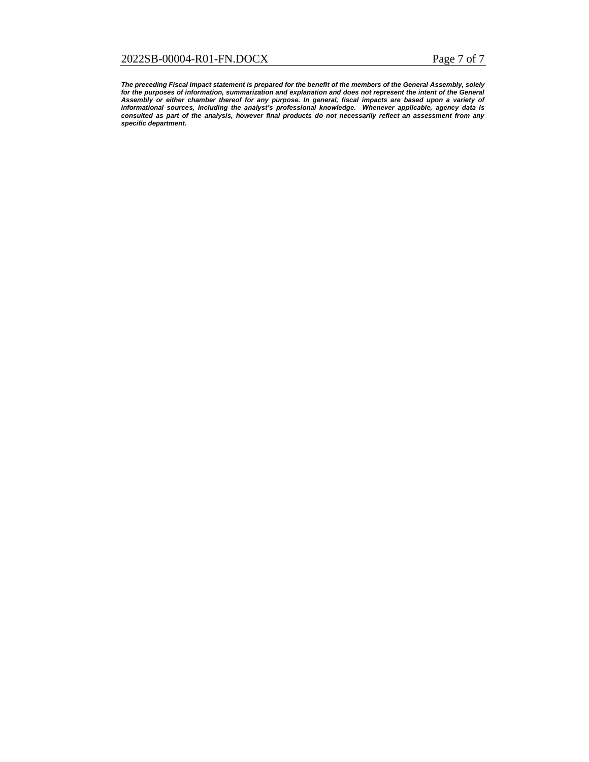***The preceding Fiscal Impact statement is prepared for the benefit of the members of the General Assembly, solely for the purposes of information, summarization and explanation and does not represent the intent of the General Assembly or either chamber thereof for any purpose. In general, fiscal impacts are based upon a variety of informational sources, including the analyst's professional knowledge. Whenever applicable, agency data is consulted as part of the analysis, however final products do not necessarily reflect an assessment from any specific department.***